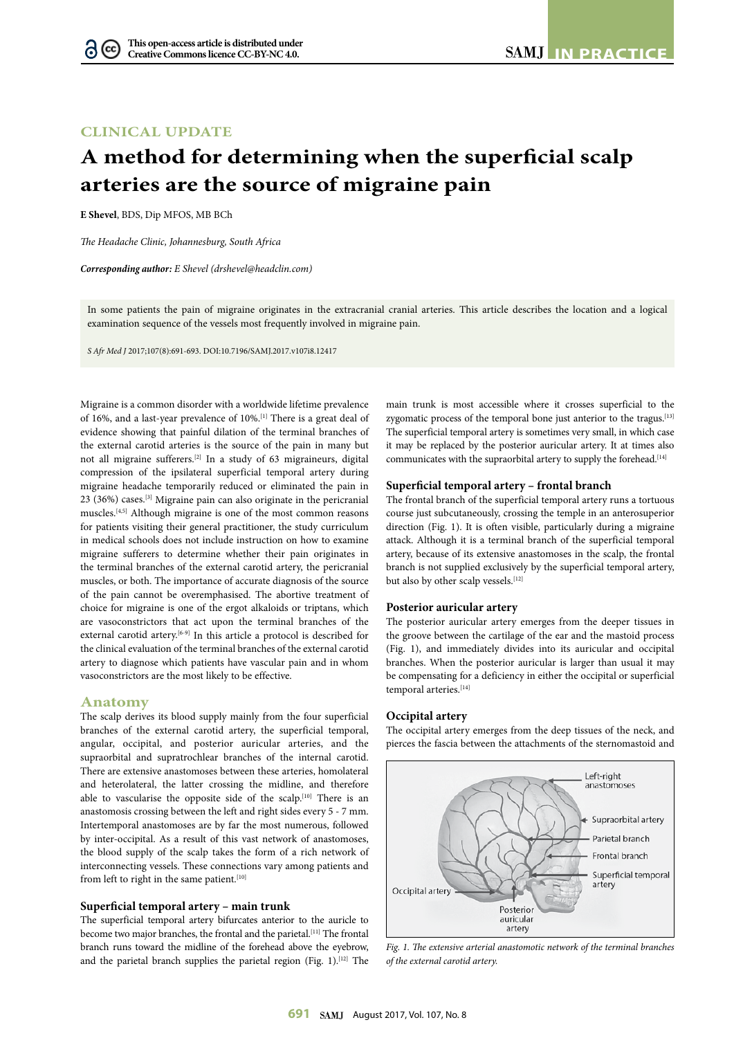This open-access article is distributed under Creative Commons licence CC-BY-NC 4.0.

**CLINICAL UPDATE**

# A method for determining when the superficial scalp arteries are the source of migraine pain

**E Shevel**, BDS, Dip MFOS, MB BCh

*The Headache Clinic, Johannesburg, South Africa*

***Corresponding author:** E Shevel (drshevel@headclin.com)*

In some patients the pain of migraine originates in the extracranial cranial arteries. This article describes the location and a logical examination sequence of the vessels most frequently involved in migraine pain.

*S Afr Med J* 2017;107(8):691-693. DOI:10.7196/SAMJ.2017.v107i8.12417

Migraine is a common disorder with a worldwide lifetime prevalence of 16%, and a last-year prevalence of 10%.[1] There is a great deal of evidence showing that painful dilation of the terminal branches of the external carotid arteries is the source of the pain in many but not all migraine sufferers.[2] In a study of 63 migraineurs, digital compression of the ipsilateral superficial temporal artery during migraine headache temporarily reduced or eliminated the pain in 23 (36%) cases.[3] Migraine pain can also originate in the pericranial muscles.[4,5] Although migraine is one of the most common reasons for patients visiting their general practitioner, the study curriculum in medical schools does not include instruction on how to examine migraine sufferers to determine whether their pain originates in the terminal branches of the external carotid artery, the pericranial muscles, or both. The importance of accurate diagnosis of the source of the pain cannot be overemphasised. The abortive treatment of choice for migraine is one of the ergot alkaloids or triptans, which are vasoconstrictors that act upon the terminal branches of the external carotid artery.[6-9] In this article a protocol is described for the clinical evaluation of the terminal branches of the external carotid artery to diagnose which patients have vascular pain and in whom vasoconstrictors are the most likely to be effective.

## Anatomy

The scalp derives its blood supply mainly from the four superficial branches of the external carotid artery, the superficial temporal, angular, occipital, and posterior auricular arteries, and the supraorbital and supratrochlear branches of the internal carotid. There are extensive anastomoses between these arteries, homolateral and heterolateral, the latter crossing the midline, and therefore able to vascularise the opposite side of the scalp.[10] There is an anastomosis crossing between the left and right sides every 5 - 7 mm. Intertemporal anastomoses are by far the most numerous, followed by inter-occipital. As a result of this vast network of anastomoses, the blood supply of the scalp takes the form of a rich network of interconnecting vessels. These connections vary among patients and from left to right in the same patient.[10]

### Superficial temporal artery – main trunk

The superficial temporal artery bifurcates anterior to the auricle to become two major branches, the frontal and the parietal.[11] The frontal branch runs toward the midline of the forehead above the eyebrow, and the parietal branch supplies the parietal region (Fig. 1).[12] The main trunk is most accessible where it crosses superficial to the zygomatic process of the temporal bone just anterior to the tragus.[13] The superficial temporal artery is sometimes very small, in which case it may be replaced by the posterior auricular artery. It at times also communicates with the supraorbital artery to supply the forehead.[14]

### Superficial temporal artery – frontal branch

The frontal branch of the superficial temporal artery runs a tortuous course just subcutaneously, crossing the temple in an anterosuperior direction (Fig. 1). It is often visible, particularly during a migraine attack. Although it is a terminal branch of the superficial temporal artery, because of its extensive anastomoses in the scalp, the frontal branch is not supplied exclusively by the superficial temporal artery, but also by other scalp vessels.[12]

### Posterior auricular artery

The posterior auricular artery emerges from the deeper tissues in the groove between the cartilage of the ear and the mastoid process (Fig. 1), and immediately divides into its auricular and occipital branches. When the posterior auricular is larger than usual it may be compensating for a deficiency in either the occipital or superficial temporal arteries.[14]

### Occipital artery

The occipital artery emerges from the deep tissues of the neck, and pierces the fascia between the attachments of the sternomastoid and

Left-right anastomoses
Supraorbital artery
Parietal branch
Frontal branch
Superficial temporal artery
Occipital artery
Posterior auricular artery

*Fig. 1. The extensive arterial anastomotic network of the terminal branches of the external carotid artery.*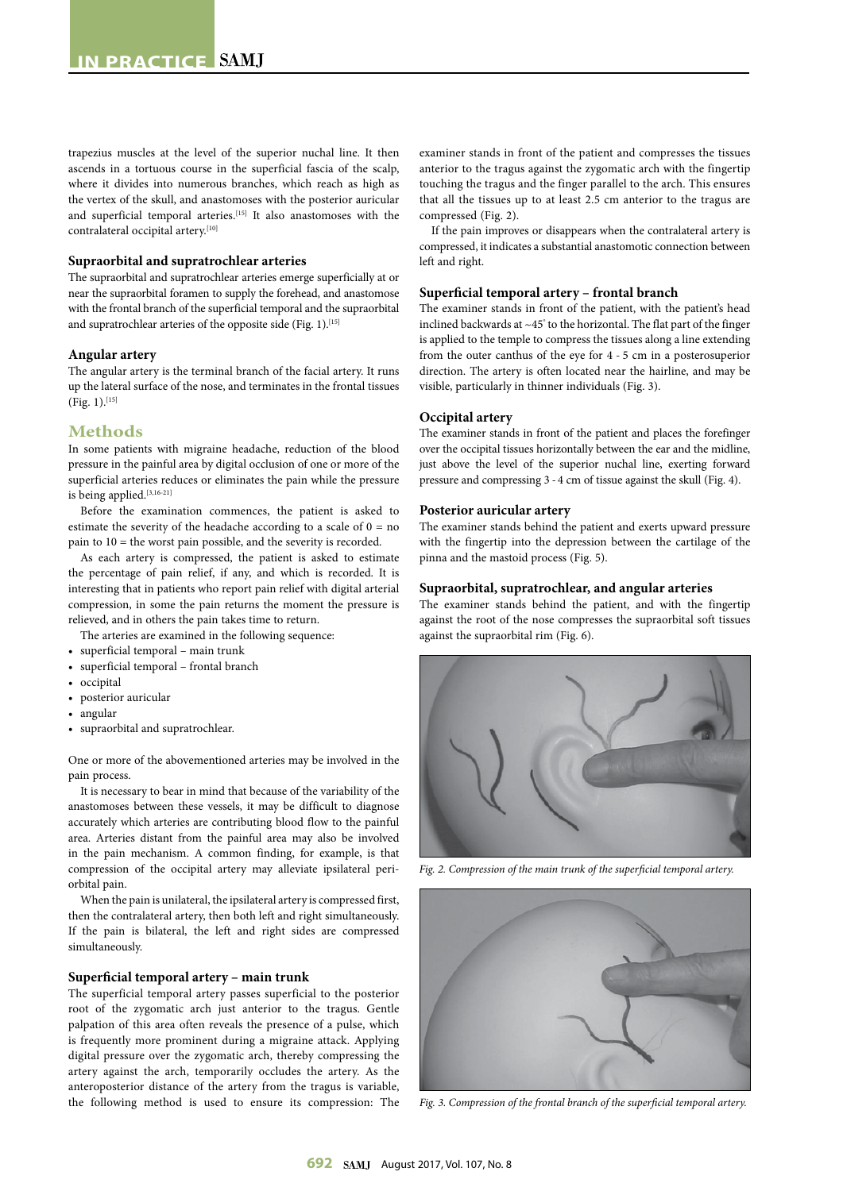trapezius muscles at the level of the superior nuchal line. It then ascends in a tortuous course in the superficial fascia of the scalp, where it divides into numerous branches, which reach as high as the vertex of the skull, and anastomoses with the posterior auricular and superficial temporal arteries.[15] It also anastomoses with the contralateral occipital artery.[10]

### Supraorbital and supratrochlear arteries

The supraorbital and supratrochlear arteries emerge superficially at or near the supraorbital foramen to supply the forehead, and anastomose with the frontal branch of the superficial temporal and the supraorbital and supratrochlear arteries of the opposite side (Fig. 1).[15]

### Angular artery

The angular artery is the terminal branch of the facial artery. It runs up the lateral surface of the nose, and terminates in the frontal tissues (Fig. 1).[15]

## Methods

In some patients with migraine headache, reduction of the blood pressure in the painful area by digital occlusion of one or more of the superficial arteries reduces or eliminates the pain while the pressure is being applied.[3,16-21]

Before the examination commences, the patient is asked to estimate the severity of the headache according to a scale of 0 = no pain to 10 = the worst pain possible, and the severity is recorded.

As each artery is compressed, the patient is asked to estimate the percentage of pain relief, if any, and which is recorded. It is interesting that in patients who report pain relief with digital arterial compression, in some the pain returns the moment the pressure is relieved, and in others the pain takes time to return.

The arteries are examined in the following sequence:

- superficial temporal – main trunk
- superficial temporal – frontal branch
- occipital
- posterior auricular
- angular
- supraorbital and supratrochlear.

One or more of the abovementioned arteries may be involved in the pain process.

It is necessary to bear in mind that because of the variability of the anastomoses between these vessels, it may be difficult to diagnose accurately which arteries are contributing blood flow to the painful area. Arteries distant from the painful area may also be involved in the pain mechanism. A common finding, for example, is that compression of the occipital artery may alleviate ipsilateral peri-orbital pain.

When the pain is unilateral, the ipsilateral artery is compressed first, then the contralateral artery, then both left and right simultaneously. If the pain is bilateral, the left and right sides are compressed simultaneously.

### Superficial temporal artery – main trunk

The superficial temporal artery passes superficial to the posterior root of the zygomatic arch just anterior to the tragus. Gentle palpation of this area often reveals the presence of a pulse, which is frequently more prominent during a migraine attack. Applying digital pressure over the zygomatic arch, thereby compressing the artery against the arch, temporarily occludes the artery. As the anteroposterior distance of the artery from the tragus is variable, the following method is used to ensure its compression: The examiner stands in front of the patient and compresses the tissues anterior to the tragus against the zygomatic arch with the fingertip touching the tragus and the finger parallel to the arch. This ensures that all the tissues up to at least 2.5 cm anterior to the tragus are compressed (Fig. 2).

If the pain improves or disappears when the contralateral artery is compressed, it indicates a substantial anastomotic connection between left and right.

### Superficial temporal artery – frontal branch

The examiner stands in front of the patient, with the patient's head inclined backwards at ~45° to the horizontal. The flat part of the finger is applied to the temple to compress the tissues along a line extending from the outer canthus of the eye for 4 - 5 cm in a posterosuperior direction. The artery is often located near the hairline, and may be visible, particularly in thinner individuals (Fig. 3).

### Occipital artery

The examiner stands in front of the patient and places the forefinger over the occipital tissues horizontally between the ear and the midline, just above the level of the superior nuchal line, exerting forward pressure and compressing 3 - 4 cm of tissue against the skull (Fig. 4).

### Posterior auricular artery

The examiner stands behind the patient and exerts upward pressure with the fingertip into the depression between the cartilage of the pinna and the mastoid process (Fig. 5).

### Supraorbital, supratrochlear, and angular arteries

The examiner stands behind the patient, and with the fingertip against the root of the nose compresses the supraorbital soft tissues against the supraorbital rim (Fig. 6).

*Fig. 2. Compression of the main trunk of the superficial temporal artery.*

*Fig. 3. Compression of the frontal branch of the superficial temporal artery.*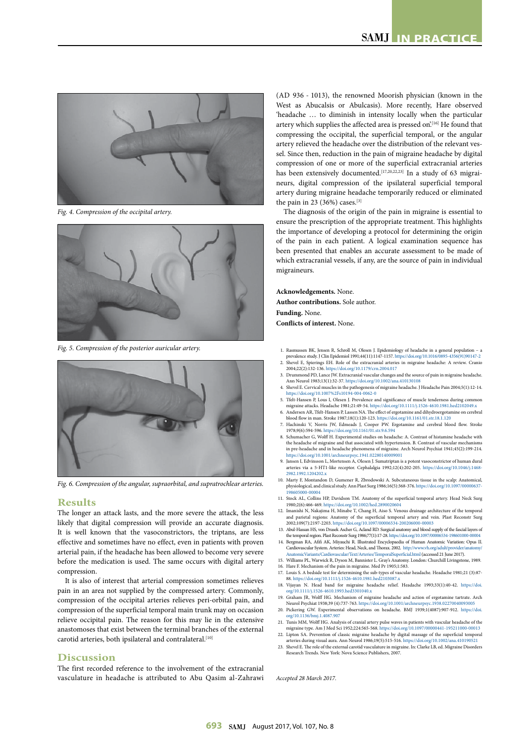*Fig. 4. Compression of the occipital artery.*

*Fig. 5. Compression of the posterior auricular artery.*

*Fig. 6. Compression of the angular, supraorbital, and supratrochlear arteries.*

## Results

The longer an attack lasts, and the more severe the attack, the less likely that digital compression will provide an accurate diagnosis. It is well known that the vasoconstrictors, the triptans, are less effective and sometimes have no effect, even in patients with proven arterial pain, if the headache has been allowed to become very severe before the medication is used. The same occurs with digital artery compression.

It is also of interest that arterial compression sometimes relieves pain in an area not supplied by the compressed artery. Commonly, compression of the occipital arteries relieves peri-orbital pain, and compression of the superficial temporal main trunk may on occasion relieve occipital pain. The reason for this may lie in the extensive anastomoses that exist between the terminal branches of the external carotid arteries, both ipsilateral and contralateral.[10]

## Discussion

The first recorded reference to the involvement of the extracranial vasculature in headache is attributed to Abu Qasim al-Zahrawi (AD 936 - 1013), the renowned Moorish physician (known in the West as Abucalsis or Abulcasis). More recently, Hare observed 'headache … to diminish in intensity locally when the particular artery which supplies the affected area is pressed on'.[16] He found that compressing the occipital, the superficial temporal, or the angular artery relieved the headache over the distribution of the relevant vessel. Since then, reduction in the pain of migraine headache by digital compression of one or more of the superficial extracranial arteries has been extensively documented.[17,20,22,23] In a study of 63 migraineurs, digital compression of the ipsilateral superficial temporal artery during migraine headache temporarily reduced or eliminated the pain in 23 (36%) cases.[3]

The diagnosis of the origin of the pain in migraine is essential to ensure the prescription of the appropriate treatment. This highlights the importance of developing a protocol for determining the origin of the pain in each patient. A logical examination sequence has been presented that enables an accurate assessment to be made of which extracranial vessels, if any, are the source of pain in individual migraineurs.

**Acknowledgements.** None.

**Author contributions.** Sole author.

**Funding.** None.

**Conflicts of interest.** None.

1. Rasmussen BK, Jensen R, Schroll M, Olesen J. Epidemiology of headache in a general population – a prevalence study. J Clin Epidemiol 1991;44(11):1147-1157. https://doi.org/10.1016/0895-4356(91)90147-2
2. Shevel E, Spierings EH. Role of the extracranial arteries in migraine headache: A review. Cranio 2004;22(2):132-136. https://doi.org/10.1179/crn.2004.017
3. Drummond PD, Lance JW. Extracranial vascular changes and the source of pain in migraine headache. Ann Neurol 1983;13(1):32-37. https://doi.org/10.1002/ana.410130108
4. Shevel E. Cervical muscles in the pathogenesis of migraine headache. J Headache Pain 2004;5(1):12-14. https://doi.org/10.1007%2Fs10194-004-0062-0
5. Tfelt-Hansen P, Lous I, Olesen J. Prevalence and significance of muscle tenderness during common migraine attacks. Headache 1981;21:49-54. https://doi.org/10.1111/j.1526-4610.1981.hed2102049.x
6. Andersen AR, Tfelt-Hansen P, Lassen NA. The effect of ergotamine and dihydroergotamine on cerebral blood flow in man. Stroke 1987;18(1):120-123. https://doi.org/10.1161/01.str.18.1.120
7. Hachinski V, Norris JW, Edmeads J, Cooper PW. Ergotamine and cerebral blood flow. Stroke 1978;9(6):594-596. https://doi.org/10.1161/01.str.9.6.594
8. Schumacher G, Wolff H. Experimental studies on headache: A. Contrast of histamine headache with the headache of migraine and that associated with hypertension. B. Contrast of vascular mechanisms in pre-headache and in headache phenomena of migraine. Arch Neurol Psychiat 1941;45(2):199-214. https://doi.org/10.1001/archneurpsyc.1941.02280140009001
9. Jansen I, Edvinsson L, Mortensen A, Olesen J. Sumatriptan is a potent vasoconstrictor of human dural arteries via a 5-HT1-like receptor. Cephalalgia 1992;12(4):202-205. https://doi.org/10.1046/j.1468-2982.1992.1204202.x
10. Marty F, Montandon D, Gumener R, Zbrodowski A. Subcutaneous tissue in the scalp: Anatomical, physiological, and clinical study. Ann Plast Surg 1986;16(5):368-376. https://doi.org/10.1097/00000637-198605000-00004
11. Stock AL, Collins HP, Davidson TM. Anatomy of the superficial temporal artery. Head Neck Surg 1980;2(6):466-469. https://doi.org/10.1002/hed.2890020604
12. Imanishi N, Nakajima H, Minabe T, Chang H, Aiso S. Venous drainage architecture of the temporal and parietal regions: Anatomy of the superficial temporal artery and vein. Plast Reconstr Surg 2002;109(7):2197-2203. https://doi.org/10.1097/00006534-200206000-00003
13. Abul-Hassan HS, von Drasek Ascher G, Acland RD. Surgical anatomy and blood supply of the fascial layers of the temporal region. Plast Reconstr Surg 1986;77(1):17-28. https://doi.org/10.1097/00006534-198601000-00004
14. Bergman RA, Afifi AK, Miyauchi R. Illustrated Encyclopaedia of Human Anatomic Variation: Opus II. Cardiovascular System. Arteries: Head, Neck, and Thorax. 2002. http://www.vh.org/adult/provider/anatomy/AnatomicVariants/Cardiovascular/Text/Arteries/TemporalSuperficial.html (accessed 21 June 2017).
15. Williams PL, Warwick R, Dyson M, Bannister L. Gray's Anatomy. London: Churchill Livingstone, 1989.
16. Hare F. Mechanism of the pain in migraine. Med Pr 1905;1:583.
17. Louis S. A bedside test for determining the sub-types of vascular headache. Headache 1981;21 (3):87-88. https://doi.org/10.1111/j.1526-4610.1981.hed2103087.x
18. Vijayan N. Head band for migraine headache relief. Headache 1993;33(1):40-42. https://doi.org/10.1111/j.1526-4610.1993.hed3301040.x
19. Graham JR, Wolff HG. Mechanism of migraine headache and action of ergotamine tartrate. Arch Neurol Psychiat 1938;39 (4):737-763. https://doi.org/10.1001/archneurpsyc.1938.02270040093005
20. Pickering GW. Experimental observations on headache. BMJ 1939;1(4087):907-912. https://doi.org/10.1136/bmj.1.4087.907
21. Tunis MM, Wolff HG. Analysis of cranial artery pulse waves in patients with vascular headache of the migraine type. Am J Med Sci 1952;224:565-568. https://doi.org/10.1097/00000441-195211000-00013
22. Lipton SA. Prevention of classic migraine headache by digital massage of the superficial temporal arteries during visual aura. Ann Neurol 1986;19(5):515-516. https://doi.org/10.1002/ana.410190521
23. Shevel E. The role of the external carotid vasculature in migraine. In: Clarke LB, ed. Migraine Disorders Research Trends. New York: Nova Science Publishers, 2007.

*Accepted 28 March 2017.*